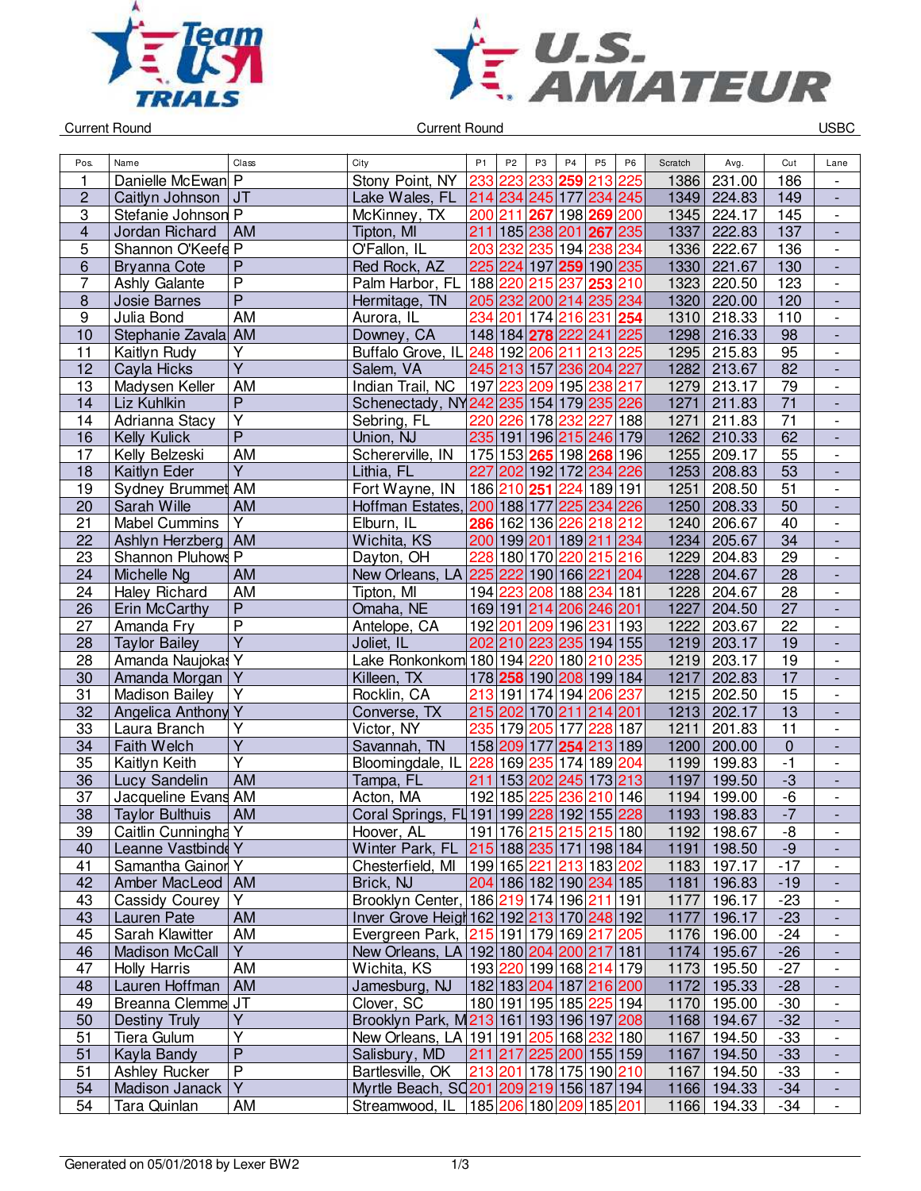Current Round | Current Round | USBC

| Pos. | Name | Class | City | P1 | P2 | P3 | P4 | P5 | P6 | Scratch | Avg. | Cut | Lane |
|---|---|---|---|---|---|---|---|---|---|---|---|---|---|
| 1 | Danielle McEwan | P | Stony Point, NY | 233 | 223 | 233 | 259 | 213 | 225 | 1386 | 231.00 | 186 | - |
| 2 | Caitlyn Johnson | JT | Lake Wales, FL | 214 | 234 | 245 | 177 | 234 | 245 | 1349 | 224.83 | 149 | - |
| 3 | Stefanie Johnson | P | McKinney, TX | 200 | 211 | 267 | 198 | 269 | 200 | 1345 | 224.17 | 145 | - |
| 4 | Jordan Richard | AM | Tipton, MI | 211 | 185 | 238 | 201 | 267 | 235 | 1337 | 222.83 | 137 | - |
| 5 | Shannon O'Keefe | P | O'Fallon, IL | 203 | 232 | 235 | 194 | 238 | 234 | 1336 | 222.67 | 136 | - |
| 6 | Bryanna Cote | P | Red Rock, AZ | 225 | 224 | 197 | 259 | 190 | 235 | 1330 | 221.67 | 130 | - |
| 7 | Ashly Galante | P | Palm Harbor, FL | 188 | 220 | 215 | 237 | 253 | 210 | 1323 | 220.50 | 123 | - |
| 8 | Josie Barnes | P | Hermitage, TN | 205 | 232 | 200 | 214 | 235 | 234 | 1320 | 220.00 | 120 | - |
| 9 | Julia Bond | AM | Aurora, IL | 234 | 201 | 174 | 216 | 231 | 254 | 1310 | 218.33 | 110 | - |
| 10 | Stephanie Zavala | AM | Downey, CA | 148 | 184 | 278 | 222 | 241 | 225 | 1298 | 216.33 | 98 | - |
| 11 | Kaitlyn Rudy | Y | Buffalo Grove, IL | 248 | 192 | 206 | 211 | 213 | 225 | 1295 | 215.83 | 95 | - |
| 12 | Cayla Hicks | Y | Salem, VA | 245 | 213 | 157 | 236 | 204 | 227 | 1282 | 213.67 | 82 | - |
| 13 | Madysen Keller | AM | Indian Trail, NC | 197 | 223 | 209 | 195 | 238 | 217 | 1279 | 213.17 | 79 | - |
| 14 | Liz Kuhlkin | P | Schenectady, NY | 242 | 235 | 154 | 179 | 235 | 226 | 1271 | 211.83 | 71 | - |
| 14 | Adrianna Stacy | Y | Sebring, FL | 220 | 226 | 178 | 232 | 227 | 188 | 1271 | 211.83 | 71 | - |
| 16 | Kelly Kulick | P | Union, NJ | 235 | 191 | 196 | 215 | 246 | 179 | 1262 | 210.33 | 62 | - |
| 17 | Kelly Belzeski | AM | Schererville, IN | 175 | 153 | 265 | 198 | 268 | 196 | 1255 | 209.17 | 55 | - |
| 18 | Kaitlyn Eder | Y | Lithia, FL | 227 | 202 | 192 | 172 | 234 | 226 | 1253 | 208.83 | 53 | - |
| 19 | Sydney Brummet | AM | Fort Wayne, IN | 186 | 210 | 251 | 224 | 189 | 191 | 1251 | 208.50 | 51 | - |
| 20 | Sarah Wille | AM | Hoffman Estates, | 200 | 188 | 177 | 225 | 234 | 226 | 1250 | 208.33 | 50 | - |
| 21 | Mabel Cummins | Y | Elburn, IL | 286 | 162 | 136 | 226 | 218 | 212 | 1240 | 206.67 | 40 | - |
| 22 | Ashlyn Herzberg | AM | Wichita, KS | 200 | 199 | 201 | 189 | 211 | 234 | 1234 | 205.67 | 34 | - |
| 23 | Shannon Pluhows | P | Dayton, OH | 228 | 180 | 170 | 220 | 215 | 216 | 1229 | 204.83 | 29 | - |
| 24 | Michelle Ng | AM | New Orleans, LA | 225 | 222 | 190 | 166 | 221 | 204 | 1228 | 204.67 | 28 | - |
| 24 | Haley Richard | AM | Tipton, MI | 194 | 223 | 208 | 188 | 234 | 181 | 1228 | 204.67 | 28 | - |
| 26 | Erin McCarthy | P | Omaha, NE | 169 | 191 | 214 | 206 | 246 | 201 | 1227 | 204.50 | 27 | - |
| 27 | Amanda Fry | P | Antelope, CA | 192 | 201 | 209 | 196 | 231 | 193 | 1222 | 203.67 | 22 | - |
| 28 | Taylor Bailey | Y | Joliet, IL | 202 | 210 | 223 | 235 | 194 | 155 | 1219 | 203.17 | 19 | - |
| 28 | Amanda Naujokas | Y | Lake Ronkonkom | 180 | 194 | 220 | 180 | 210 | 235 | 1219 | 203.17 | 19 | - |
| 30 | Amanda Morgan | Y | Killeen, TX | 178 | 258 | 190 | 208 | 199 | 184 | 1217 | 202.83 | 17 | - |
| 31 | Madison Bailey | Y | Rocklin, CA | 213 | 191 | 174 | 194 | 206 | 237 | 1215 | 202.50 | 15 | - |
| 32 | Angelica Anthony | Y | Converse, TX | 215 | 202 | 170 | 211 | 214 | 201 | 1213 | 202.17 | 13 | - |
| 33 | Laura Branch | Y | Victor, NY | 235 | 179 | 205 | 177 | 228 | 187 | 1211 | 201.83 | 11 | - |
| 34 | Faith Welch | Y | Savannah, TN | 158 | 209 | 177 | 254 | 213 | 189 | 1200 | 200.00 | 0 | - |
| 35 | Kaitlyn Keith | Y | Bloomingdale, IL | 228 | 169 | 235 | 174 | 189 | 204 | 1199 | 199.83 | -1 | - |
| 36 | Lucy Sandelin | AM | Tampa, FL | 211 | 153 | 202 | 245 | 173 | 213 | 1197 | 199.50 | -3 | - |
| 37 | Jacqueline Evans | AM | Acton, MA | 192 | 185 | 225 | 236 | 210 | 146 | 1194 | 199.00 | -6 | - |
| 38 | Taylor Bulthuis | AM | Coral Springs, FL | 191 | 199 | 228 | 192 | 155 | 228 | 1193 | 198.83 | -7 | - |
| 39 | Caitlin Cunningha | Y | Hoover, AL | 191 | 176 | 215 | 215 | 215 | 180 | 1192 | 198.67 | -8 | - |
| 40 | Leanne Vastbinde | Y | Winter Park, FL | 215 | 188 | 235 | 171 | 198 | 184 | 1191 | 198.50 | -9 | - |
| 41 | Samantha Gainor | Y | Chesterfield, MI | 199 | 165 | 221 | 213 | 183 | 202 | 1183 | 197.17 | -17 | - |
| 42 | Amber MacLeod | AM | Brick, NJ | 204 | 186 | 182 | 190 | 234 | 185 | 1181 | 196.83 | -19 | - |
| 43 | Cassidy Courey | Y | Brooklyn Center, | 186 | 219 | 174 | 196 | 211 | 191 | 1177 | 196.17 | -23 | - |
| 43 | Lauren Pate | AM | Inver Grove Heigh | 162 | 192 | 213 | 170 | 248 | 192 | 1177 | 196.17 | -23 | - |
| 45 | Sarah Klawitter | AM | Evergreen Park, | 215 | 191 | 179 | 169 | 217 | 205 | 1176 | 196.00 | -24 | - |
| 46 | Madison McCall | Y | New Orleans, LA | 192 | 180 | 204 | 200 | 217 | 181 | 1174 | 195.67 | -26 | - |
| 47 | Holly Harris | AM | Wichita, KS | 193 | 220 | 199 | 168 | 214 | 179 | 1173 | 195.50 | -27 | - |
| 48 | Lauren Hoffman | AM | Jamesburg, NJ | 182 | 183 | 204 | 187 | 216 | 200 | 1172 | 195.33 | -28 | - |
| 49 | Breanna Clemme | JT | Clover, SC | 180 | 191 | 195 | 185 | 225 | 194 | 1170 | 195.00 | -30 | - |
| 50 | Destiny Truly | Y | Brooklyn Park, M | 213 | 161 | 193 | 196 | 197 | 208 | 1168 | 194.67 | -32 | - |
| 51 | Tiera Gulum | Y | New Orleans, LA | 191 | 191 | 205 | 168 | 232 | 180 | 1167 | 194.50 | -33 | - |
| 51 | Kayla Bandy | P | Salisbury, MD | 211 | 217 | 225 | 200 | 155 | 159 | 1167 | 194.50 | -33 | - |
| 51 | Ashley Rucker | P | Bartlesville, OK | 213 | 201 | 178 | 175 | 190 | 210 | 1167 | 194.50 | -33 | - |
| 54 | Madison Janack | Y | Myrtle Beach, SC | 201 | 209 | 219 | 156 | 187 | 194 | 1166 | 194.33 | -34 | - |
| 54 | Tara Quinlan | AM | Streamwood, IL | 185 | 206 | 180 | 209 | 185 | 201 | 1166 | 194.33 | -34 | - |

Generated on 05/01/2018 by Lexer BW2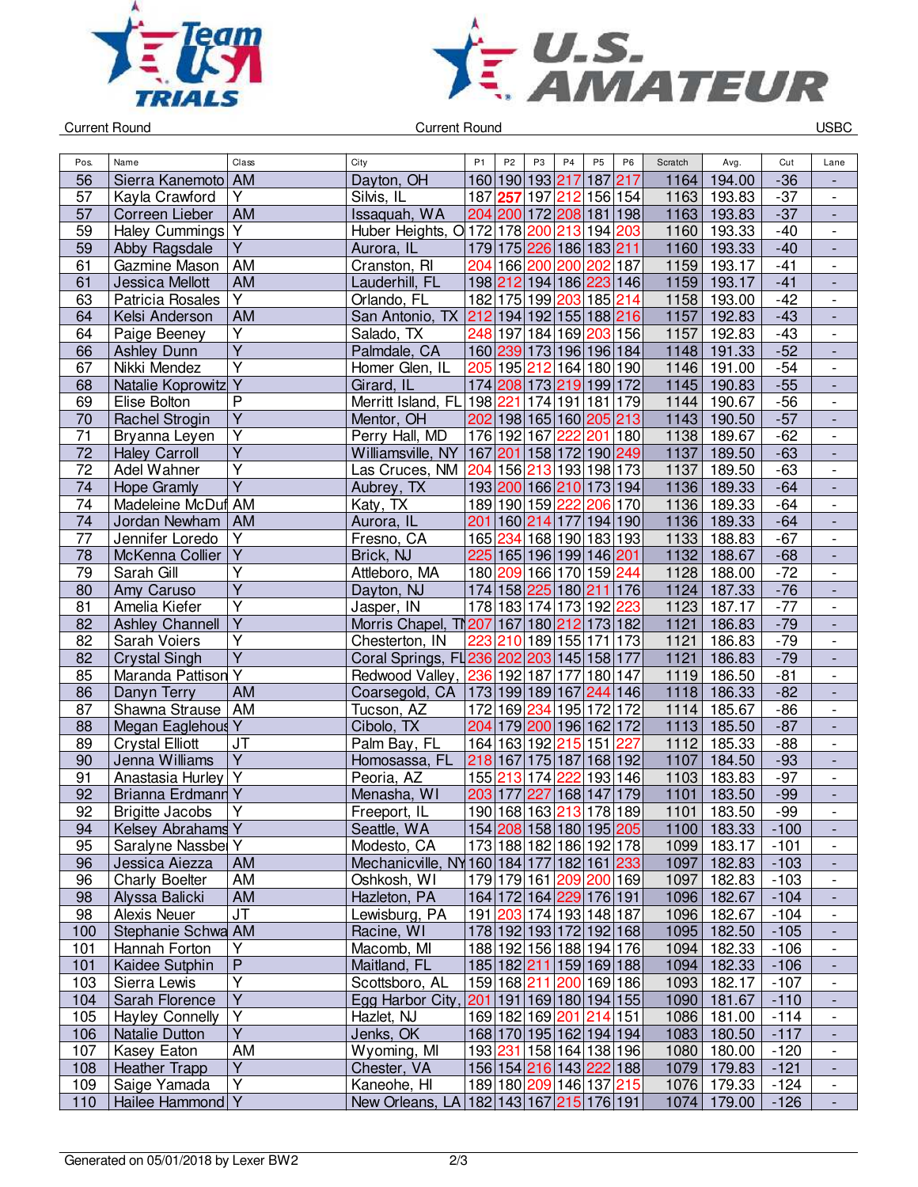Current Round | Current Round | USBC

| Pos. | Name | Class | City | P1 | P2 | P3 | P4 | P5 | P6 | Scratch | Avg. | Cut | Lane |
|---|---|---|---|---|---|---|---|---|---|---|---|---|---|
| 56 | Sierra Kanemoto | AM | Dayton, OH | 160 | 190 | 193 | 217 | 187 | 217 | 1164 | 194.00 | -36 | - |
| 57 | Kayla Crawford | Y | Silvis, IL | 187 | 257 | 197 | 212 | 156 | 154 | 1163 | 193.83 | -37 | - |
| 57 | Correen Lieber | AM | Issaquah, WA | 204 | 200 | 172 | 208 | 181 | 198 | 1163 | 193.83 | -37 | - |
| 59 | Haley Cummings | Y | Huber Heights, O | 172 | 178 | 200 | 213 | 194 | 203 | 1160 | 193.33 | -40 | - |
| 59 | Abby Ragsdale | Y | Aurora, IL | 179 | 175 | 226 | 186 | 183 | 211 | 1160 | 193.33 | -40 | - |
| 61 | Gazmine Mason | AM | Cranston, RI | 204 | 166 | 200 | 200 | 202 | 187 | 1159 | 193.17 | -41 | - |
| 61 | Jessica Mellott | AM | Lauderhill, FL | 198 | 212 | 194 | 186 | 223 | 146 | 1159 | 193.17 | -41 | - |
| 63 | Patricia Rosales | Y | Orlando, FL | 182 | 175 | 199 | 203 | 185 | 214 | 1158 | 193.00 | -42 | - |
| 64 | Kelsi Anderson | AM | San Antonio, TX | 212 | 194 | 192 | 155 | 188 | 216 | 1157 | 192.83 | -43 | - |
| 64 | Paige Beeney | Y | Salado, TX | 248 | 197 | 184 | 169 | 203 | 156 | 1157 | 192.83 | -43 | - |
| 66 | Ashley Dunn | Y | Palmdale, CA | 160 | 239 | 173 | 196 | 196 | 184 | 1148 | 191.33 | -52 | - |
| 67 | Nikki Mendez | Y | Homer Glen, IL | 205 | 195 | 212 | 164 | 180 | 190 | 1146 | 191.00 | -54 | - |
| 68 | Natalie Koprowitz | Y | Girard, IL | 174 | 208 | 173 | 219 | 199 | 172 | 1145 | 190.83 | -55 | - |
| 69 | Elise Bolton | P | Merritt Island, FL | 198 | 221 | 174 | 191 | 181 | 179 | 1144 | 190.67 | -56 | - |
| 70 | Rachel Strogin | Y | Mentor, OH | 202 | 198 | 165 | 160 | 205 | 213 | 1143 | 190.50 | -57 | - |
| 71 | Bryanna Leyen | Y | Perry Hall, MD | 176 | 192 | 167 | 222 | 201 | 180 | 1138 | 189.67 | -62 | - |
| 72 | Haley Carroll | Y | Williamsville, NY | 167 | 201 | 158 | 172 | 190 | 249 | 1137 | 189.50 | -63 | - |
| 72 | Adel Wahner | Y | Las Cruces, NM | 204 | 156 | 213 | 193 | 198 | 173 | 1137 | 189.50 | -63 | - |
| 74 | Hope Gramly | Y | Aubrey, TX | 193 | 200 | 166 | 210 | 173 | 194 | 1136 | 189.33 | -64 | - |
| 74 | Madeleine McDuf | AM | Katy, TX | 189 | 190 | 159 | 222 | 206 | 170 | 1136 | 189.33 | -64 | - |
| 74 | Jordan Newham | AM | Aurora, IL | 201 | 160 | 214 | 177 | 194 | 190 | 1136 | 189.33 | -64 | - |
| 77 | Jennifer Loredo | Y | Fresno, CA | 165 | 234 | 168 | 190 | 183 | 193 | 1133 | 188.83 | -67 | - |
| 78 | McKenna Collier | Y | Brick, NJ | 225 | 165 | 196 | 199 | 146 | 201 | 1132 | 188.67 | -68 | - |
| 79 | Sarah Gill | Y | Attleboro, MA | 180 | 209 | 166 | 170 | 159 | 244 | 1128 | 188.00 | -72 | - |
| 80 | Amy Caruso | Y | Dayton, NJ | 174 | 158 | 225 | 180 | 211 | 176 | 1124 | 187.33 | -76 | - |
| 81 | Amelia Kiefer | Y | Jasper, IN | 178 | 183 | 174 | 173 | 192 | 223 | 1123 | 187.17 | -77 | - |
| 82 | Ashley Channell | Y | Morris Chapel, TN | 207 | 167 | 180 | 212 | 173 | 182 | 1121 | 186.83 | -79 | - |
| 82 | Sarah Voiers | Y | Chesterton, IN | 223 | 210 | 189 | 155 | 171 | 173 | 1121 | 186.83 | -79 | - |
| 82 | Crystal Singh | Y | Coral Springs, FL | 236 | 202 | 203 | 145 | 158 | 177 | 1121 | 186.83 | -79 | - |
| 85 | Maranda Pattison | Y | Redwood Valley, | 236 | 192 | 187 | 177 | 180 | 147 | 1119 | 186.50 | -81 | - |
| 86 | Danyn Terry | AM | Coarsegold, CA | 173 | 199 | 189 | 167 | 244 | 146 | 1118 | 186.33 | -82 | - |
| 87 | Shawna Strause | AM | Tucson, AZ | 172 | 169 | 234 | 195 | 172 | 172 | 1114 | 185.67 | -86 | - |
| 88 | Megan Eaglehous | Y | Cibolo, TX | 204 | 179 | 200 | 196 | 162 | 172 | 1113 | 185.50 | -87 | - |
| 89 | Crystal Elliott | JT | Palm Bay, FL | 164 | 163 | 192 | 215 | 151 | 227 | 1112 | 185.33 | -88 | - |
| 90 | Jenna Williams | Y | Homosassa, FL | 218 | 167 | 175 | 187 | 168 | 192 | 1107 | 184.50 | -93 | - |
| 91 | Anastasia Hurley | Y | Peoria, AZ | 155 | 213 | 174 | 222 | 193 | 146 | 1103 | 183.83 | -97 | - |
| 92 | Brianna Erdmann | Y | Menasha, WI | 203 | 177 | 227 | 168 | 147 | 179 | 1101 | 183.50 | -99 | - |
| 92 | Brigitte Jacobs | Y | Freeport, IL | 190 | 168 | 163 | 213 | 178 | 189 | 1101 | 183.50 | -99 | - |
| 94 | Kelsey Abrahams | Y | Seattle, WA | 154 | 208 | 158 | 180 | 195 | 205 | 1100 | 183.33 | -100 | - |
| 95 | Saralyne Nassbe | Y | Modesto, CA | 173 | 188 | 182 | 186 | 192 | 178 | 1099 | 183.17 | -101 | - |
| 96 | Jessica Aiezza | AM | Mechanicville, NY | 160 | 184 | 177 | 182 | 161 | 233 | 1097 | 182.83 | -103 | - |
| 96 | Charly Boelter | AM | Oshkosh, WI | 179 | 179 | 161 | 209 | 200 | 169 | 1097 | 182.83 | -103 | - |
| 98 | Alyssa Balicki | AM | Hazleton, PA | 164 | 172 | 164 | 229 | 176 | 191 | 1096 | 182.67 | -104 | - |
| 98 | Alexis Neuer | JT | Lewisburg, PA | 191 | 203 | 174 | 193 | 148 | 187 | 1096 | 182.67 | -104 | - |
| 100 | Stephanie Schwa | AM | Racine, WI | 178 | 192 | 193 | 172 | 192 | 168 | 1095 | 182.50 | -105 | - |
| 101 | Hannah Forton | Y | Macomb, MI | 188 | 192 | 156 | 188 | 194 | 176 | 1094 | 182.33 | -106 | - |
| 101 | Kaidee Sutphin | P | Maitland, FL | 185 | 182 | 211 | 159 | 169 | 188 | 1094 | 182.33 | -106 | - |
| 103 | Sierra Lewis | Y | Scottsboro, AL | 159 | 168 | 211 | 200 | 169 | 186 | 1093 | 182.17 | -107 | - |
| 104 | Sarah Florence | Y | Egg Harbor City, | 201 | 191 | 169 | 180 | 194 | 155 | 1090 | 181.67 | -110 | - |
| 105 | Hayley Connelly | Y | Hazlet, NJ | 169 | 182 | 169 | 201 | 214 | 151 | 1086 | 181.00 | -114 | - |
| 106 | Natalie Dutton | Y | Jenks, OK | 168 | 170 | 195 | 162 | 194 | 194 | 1083 | 180.50 | -117 | - |
| 107 | Kasey Eaton | AM | Wyoming, MI | 193 | 231 | 158 | 164 | 138 | 196 | 1080 | 180.00 | -120 | - |
| 108 | Heather Trapp | Y | Chester, VA | 156 | 154 | 216 | 143 | 222 | 188 | 1079 | 179.83 | -121 | - |
| 109 | Saige Yamada | Y | Kaneohe, HI | 189 | 180 | 209 | 146 | 137 | 215 | 1076 | 179.33 | -124 | - |
| 110 | Hailee Hammond | Y | New Orleans, LA | 182 | 143 | 167 | 215 | 176 | 191 | 1074 | 179.00 | -126 | - |

Generated on 05/01/2018 by Lexer BW2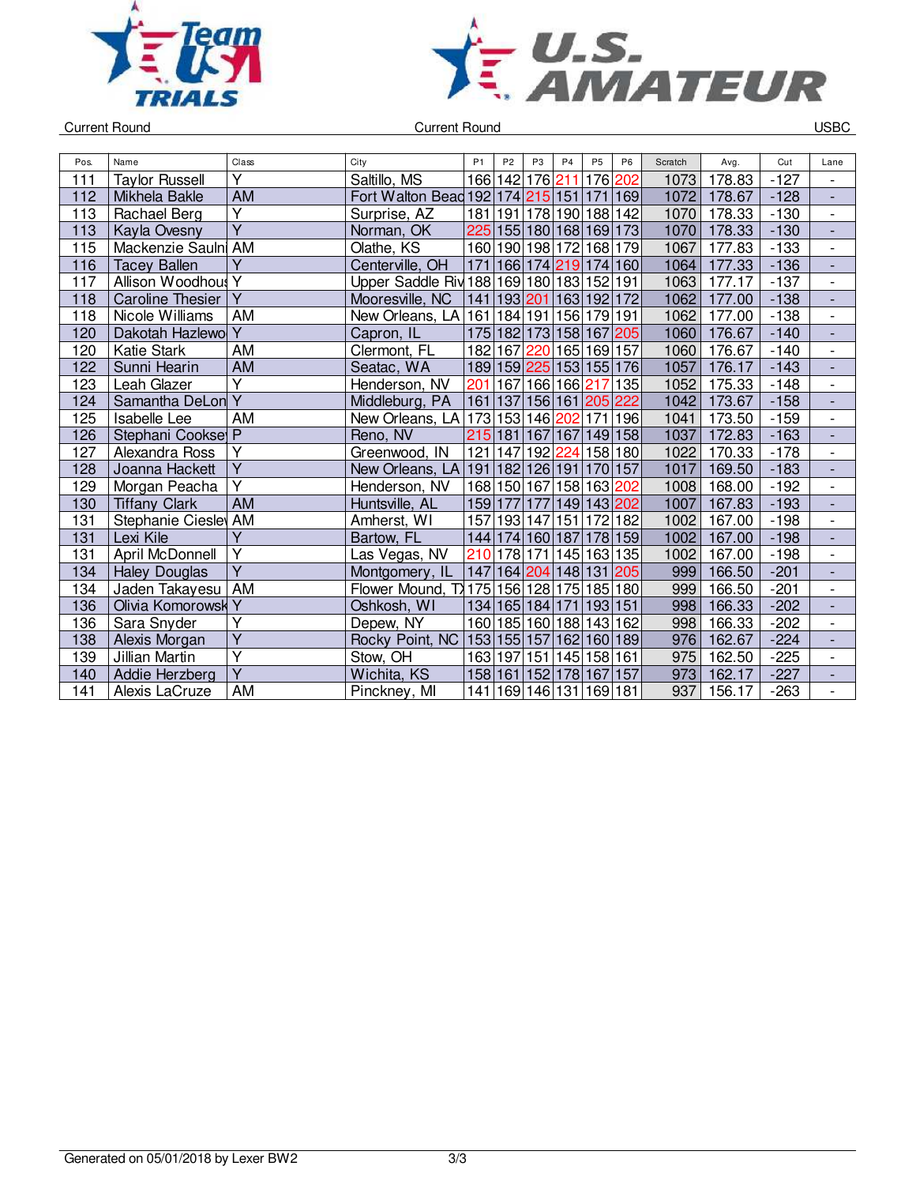Current Round | Current Round | USBC

| Pos. | Name | Class | City | P1 | P2 | P3 | P4 | P5 | P6 | Scratch | Avg. | Cut | Lane |
|---|---|---|---|---|---|---|---|---|---|---|---|---|---|
| 111 | Taylor Russell | Y | Saltillo, MS | 166 | 142 | 176 | 211 | 176 | 202 | 1073 | 178.83 | -127 | - |
| 112 | Mikhela Bakle | AM | Fort Walton Beac | 192 | 174 | 215 | 151 | 171 | 169 | 1072 | 178.67 | -128 | - |
| 113 | Rachael Berg | Y | Surprise, AZ | 181 | 191 | 178 | 190 | 188 | 142 | 1070 | 178.33 | -130 | - |
| 113 | Kayla Ovesny | Y | Norman, OK | 225 | 155 | 180 | 168 | 169 | 173 | 1070 | 178.33 | -130 | - |
| 115 | Mackenzie Saulni | AM | Olathe, KS | 160 | 190 | 198 | 172 | 168 | 179 | 1067 | 177.83 | -133 | - |
| 116 | Tacey Ballen | Y | Centerville, OH | 171 | 166 | 174 | 219 | 174 | 160 | 1064 | 177.33 | -136 | - |
| 117 | Allison Woodhous | Y | Upper Saddle Riv | 188 | 169 | 180 | 183 | 152 | 191 | 1063 | 177.17 | -137 | - |
| 118 | Caroline Thesier | Y | Mooresville, NC | 141 | 193 | 201 | 163 | 192 | 172 | 1062 | 177.00 | -138 | - |
| 118 | Nicole Williams | AM | New Orleans, LA | 161 | 184 | 191 | 156 | 179 | 191 | 1062 | 177.00 | -138 | - |
| 120 | Dakotah Hazlewo | Y | Capron, IL | 175 | 182 | 173 | 158 | 167 | 205 | 1060 | 176.67 | -140 | - |
| 120 | Katie Stark | AM | Clermont, FL | 182 | 167 | 220 | 165 | 169 | 157 | 1060 | 176.67 | -140 | - |
| 122 | Sunni Hearin | AM | Seatac, WA | 189 | 159 | 225 | 153 | 155 | 176 | 1057 | 176.17 | -143 | - |
| 123 | Leah Glazer | Y | Henderson, NV | 201 | 167 | 166 | 166 | 217 | 135 | 1052 | 175.33 | -148 | - |
| 124 | Samantha DeLon | Y | Middleburg, PA | 161 | 137 | 156 | 161 | 205 | 222 | 1042 | 173.67 | -158 | - |
| 125 | Isabelle Lee | AM | New Orleans, LA | 173 | 153 | 146 | 202 | 171 | 196 | 1041 | 173.50 | -159 | - |
| 126 | Stephani Cooksey | P | Reno, NV | 215 | 181 | 167 | 167 | 149 | 158 | 1037 | 172.83 | -163 | - |
| 127 | Alexandra Ross | Y | Greenwood, IN | 121 | 147 | 192 | 224 | 158 | 180 | 1022 | 170.33 | -178 | - |
| 128 | Joanna Hackett | Y | New Orleans, LA | 191 | 182 | 126 | 191 | 170 | 157 | 1017 | 169.50 | -183 | - |
| 129 | Morgan Peacha | Y | Henderson, NV | 168 | 150 | 167 | 158 | 163 | 202 | 1008 | 168.00 | -192 | - |
| 130 | Tiffany Clark | AM | Huntsville, AL | 159 | 177 | 177 | 149 | 143 | 202 | 1007 | 167.83 | -193 | - |
| 131 | Stephanie Ciesle | AM | Amherst, WI | 157 | 193 | 147 | 151 | 172 | 182 | 1002 | 167.00 | -198 | - |
| 131 | Lexi Kile | Y | Bartow, FL | 144 | 174 | 160 | 187 | 178 | 159 | 1002 | 167.00 | -198 | - |
| 131 | April McDonnell | Y | Las Vegas, NV | 210 | 178 | 171 | 145 | 163 | 135 | 1002 | 167.00 | -198 | - |
| 134 | Haley Douglas | Y | Montgomery, IL | 147 | 164 | 204 | 148 | 131 | 205 | 999 | 166.50 | -201 | - |
| 134 | Jaden Takayesu | AM | Flower Mound, TX | 175 | 156 | 128 | 175 | 185 | 180 | 999 | 166.50 | -201 | - |
| 136 | Olivia Komorowsk | Y | Oshkosh, WI | 134 | 165 | 184 | 171 | 193 | 151 | 998 | 166.33 | -202 | - |
| 136 | Sara Snyder | Y | Depew, NY | 160 | 185 | 160 | 188 | 143 | 162 | 998 | 166.33 | -202 | - |
| 138 | Alexis Morgan | Y | Rocky Point, NC | 153 | 155 | 157 | 162 | 160 | 189 | 976 | 162.67 | -224 | - |
| 139 | Jillian Martin | Y | Stow, OH | 163 | 197 | 151 | 145 | 158 | 161 | 975 | 162.50 | -225 | - |
| 140 | Addie Herzberg | Y | Wichita, KS | 158 | 161 | 152 | 178 | 167 | 157 | 973 | 162.17 | -227 | - |
| 141 | Alexis LaCruze | AM | Pinckney, MI | 141 | 169 | 146 | 131 | 169 | 181 | 937 | 156.17 | -263 | - |

Generated on 05/01/2018 by Lexer BW2